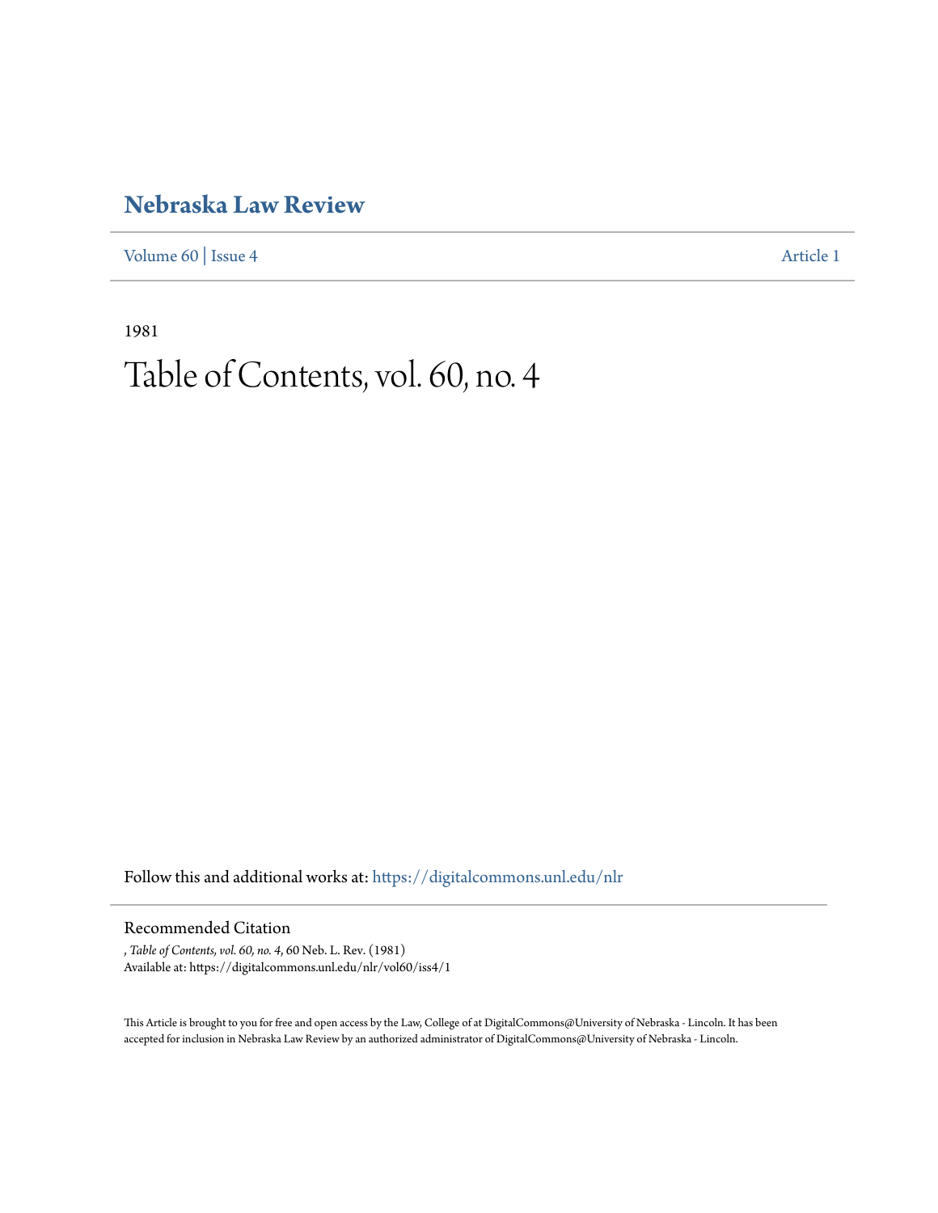# Nebraska Law Review

Volume 60 | Issue 4 Article 1

1981

# Table of Contents, vol. 60, no. 4

Follow this and additional works at: https://digitalcommons.unl.edu/nlr

## Recommended Citation

, *Table of Contents, vol. 60, no. 4*, 60 Neb. L. Rev. (1981)
Available at: https://digitalcommons.unl.edu/nlr/vol60/iss4/1

This Article is brought to you for free and open access by the Law, College of at DigitalCommons@University of Nebraska - Lincoln. It has been accepted for inclusion in Nebraska Law Review by an authorized administrator of DigitalCommons@University of Nebraska - Lincoln.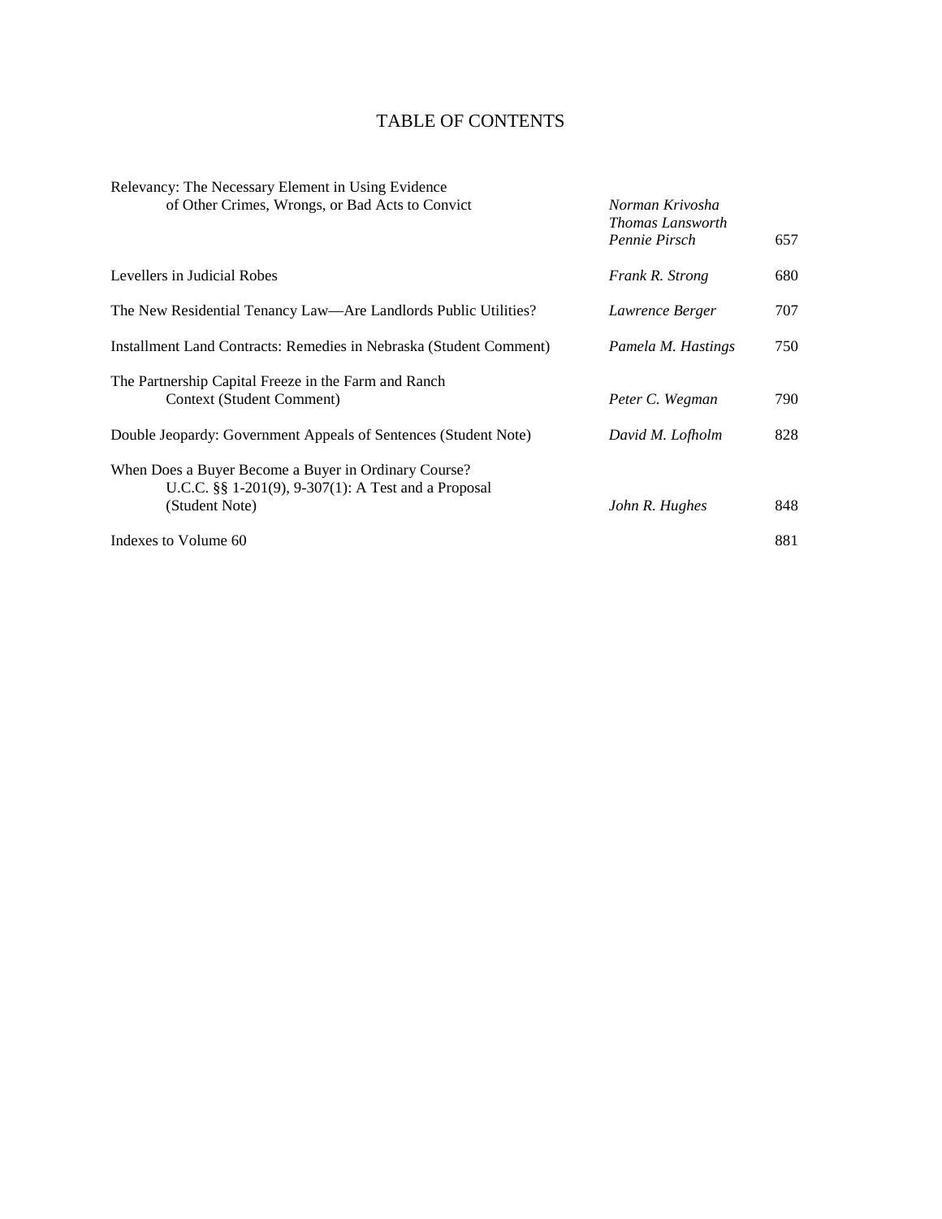# TABLE OF CONTENTS

| | | |
|---|---|---|
| Relevancy: The Necessary Element in Using Evidence of Other Crimes, Wrongs, or Bad Acts to Convict | *Norman Krivosha* *Thomas Lansworth* *Pennie Pirsch* | 657 |
| Levellers in Judicial Robes | *Frank R. Strong* | 680 |
| The New Residential Tenancy Law—Are Landlords Public Utilities? | *Lawrence Berger* | 707 |
| Installment Land Contracts: Remedies in Nebraska (Student Comment) | *Pamela M. Hastings* | 750 |
| The Partnership Capital Freeze in the Farm and Ranch Context (Student Comment) | *Peter C. Wegman* | 790 |
| Double Jeopardy: Government Appeals of Sentences (Student Note) | *David M. Lofholm* | 828 |
| When Does a Buyer Become a Buyer in Ordinary Course? U.C.C. §§ 1-201(9), 9-307(1): A Test and a Proposal (Student Note) | *John R. Hughes* | 848 |
| Indexes to Volume 60 | | 881 |